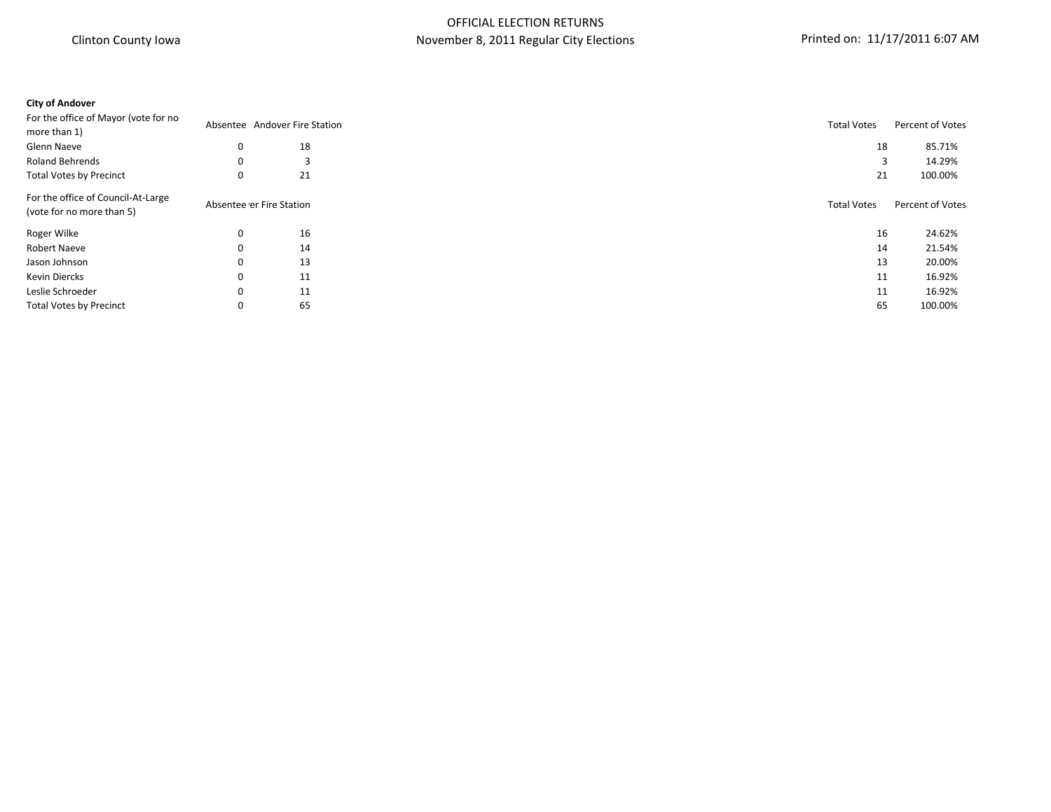Clinton County Iowa

# OFFICIAL ELECTION RETURNS
## November 8, 2011 Regular City Elections

Printed on: 11/17/2011 6:07 AM

**City of Andover**

| For the office of Mayor (vote for no more than 1) | Absentee | Andover Fire Station | Total Votes | Percent of Votes |
|---|---|---|---|---|
| Glenn Naeve | 0 | 18 | 18 | 85.71% |
| Roland Behrends | 0 | 3 | 3 | 14.29% |
| Total Votes by Precinct | 0 | 21 | 21 | 100.00% |

| For the office of Council-At-Large (vote for no more than 5) | Absentee | er Fire Station | Total Votes | Percent of Votes |
|---|---|---|---|---|
| Roger Wilke | 0 | 16 | 16 | 24.62% |
| Robert Naeve | 0 | 14 | 14 | 21.54% |
| Jason Johnson | 0 | 13 | 13 | 20.00% |
| Kevin Diercks | 0 | 11 | 11 | 16.92% |
| Leslie Schroeder | 0 | 11 | 11 | 16.92% |
| Total Votes by Precinct | 0 | 65 | 65 | 100.00% |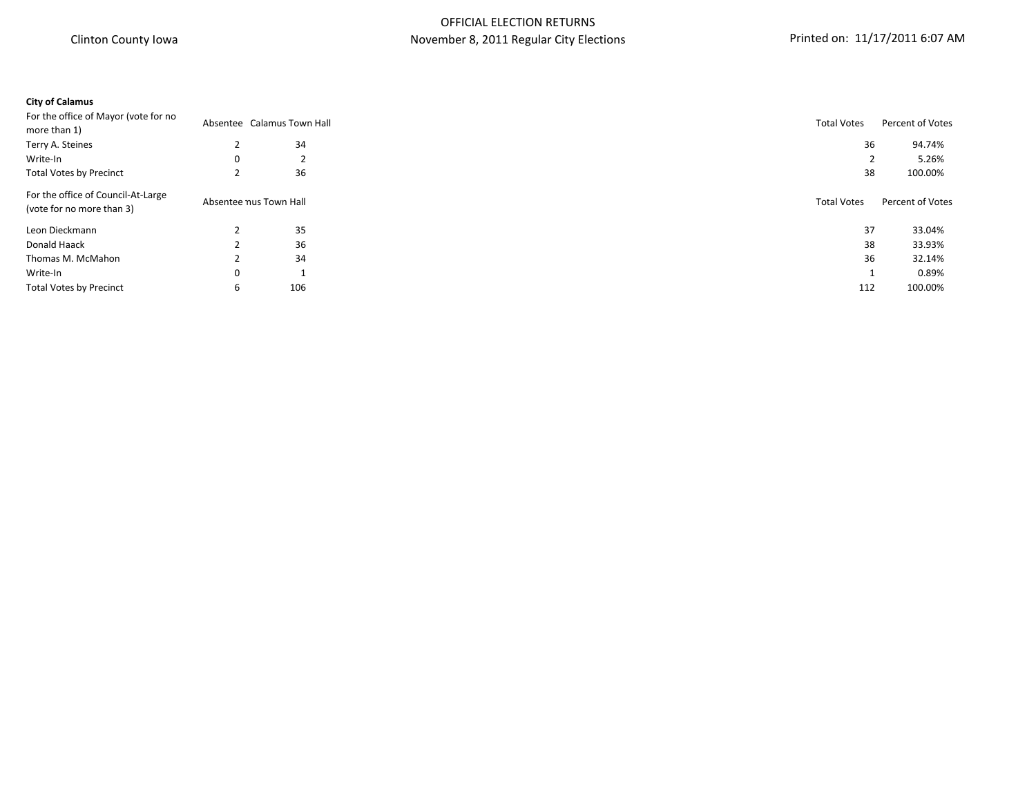**City of Calamus**

| For the office of Mayor (vote for no more than 1) | Absentee | Calamus Town Hall | Total Votes | Percent of Votes |
|---|---|---|---|---|
| Terry A. Steines | 2 | 34 | 36 | 94.74% |
| Write-In | 0 | 2 | 2 | 5.26% |
| Total Votes by Precinct | 2 | 36 | 38 | 100.00% |

| For the office of Council-At-Large (vote for no more than 3) | Absentee | nus Town Hall | Total Votes | Percent of Votes |
|---|---|---|---|---|
| Leon Dieckmann | 2 | 35 | 37 | 33.04% |
| Donald Haack | 2 | 36 | 38 | 33.93% |
| Thomas M. McMahon | 2 | 34 | 36 | 32.14% |
| Write-In | 0 | 1 | 1 | 0.89% |
| Total Votes by Precinct | 6 | 106 | 112 | 100.00% |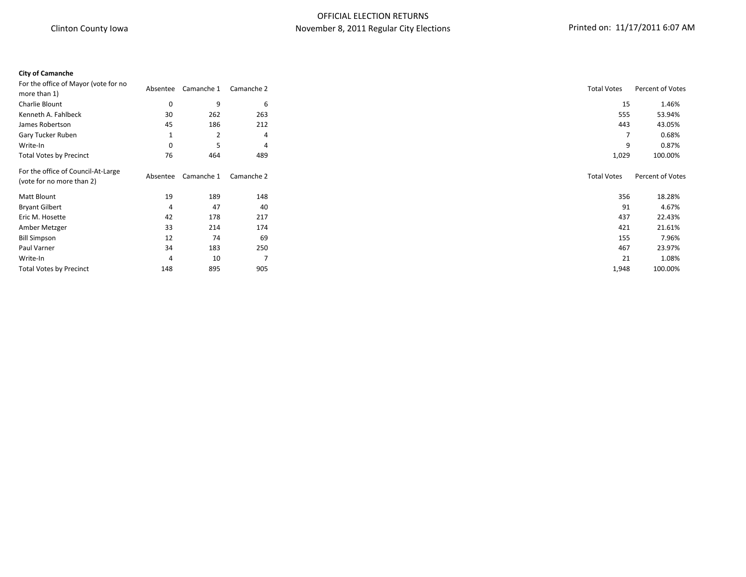Clinton County Iowa

OFFICIAL ELECTION RETURNS
November 8, 2011 Regular City Elections

Printed on: 11/17/2011 6:07 AM

**City of Camanche**

| For the office of Mayor (vote for no more than 1) | Absentee | Camanche 1 | Camanche 2 | Total Votes | Percent of Votes |
|---|---|---|---|---|---|
| Charlie Blount | 0 | 9 | 6 | 15 | 1.46% |
| Kenneth A. Fahlbeck | 30 | 262 | 263 | 555 | 53.94% |
| James Robertson | 45 | 186 | 212 | 443 | 43.05% |
| Gary Tucker Ruben | 1 | 2 | 4 | 7 | 0.68% |
| Write-In | 0 | 5 | 4 | 9 | 0.87% |
| Total Votes by Precinct | 76 | 464 | 489 | 1,029 | 100.00% |

| For the office of Council-At-Large (vote for no more than 2) | Absentee | Camanche 1 | Camanche 2 | Total Votes | Percent of Votes |
|---|---|---|---|---|---|
| Matt Blount | 19 | 189 | 148 | 356 | 18.28% |
| Bryant Gilbert | 4 | 47 | 40 | 91 | 4.67% |
| Eric M. Hosette | 42 | 178 | 217 | 437 | 22.43% |
| Amber Metzger | 33 | 214 | 174 | 421 | 21.61% |
| Bill Simpson | 12 | 74 | 69 | 155 | 7.96% |
| Paul Varner | 34 | 183 | 250 | 467 | 23.97% |
| Write-In | 4 | 10 | 7 | 21 | 1.08% |
| Total Votes by Precinct | 148 | 895 | 905 | 1,948 | 100.00% |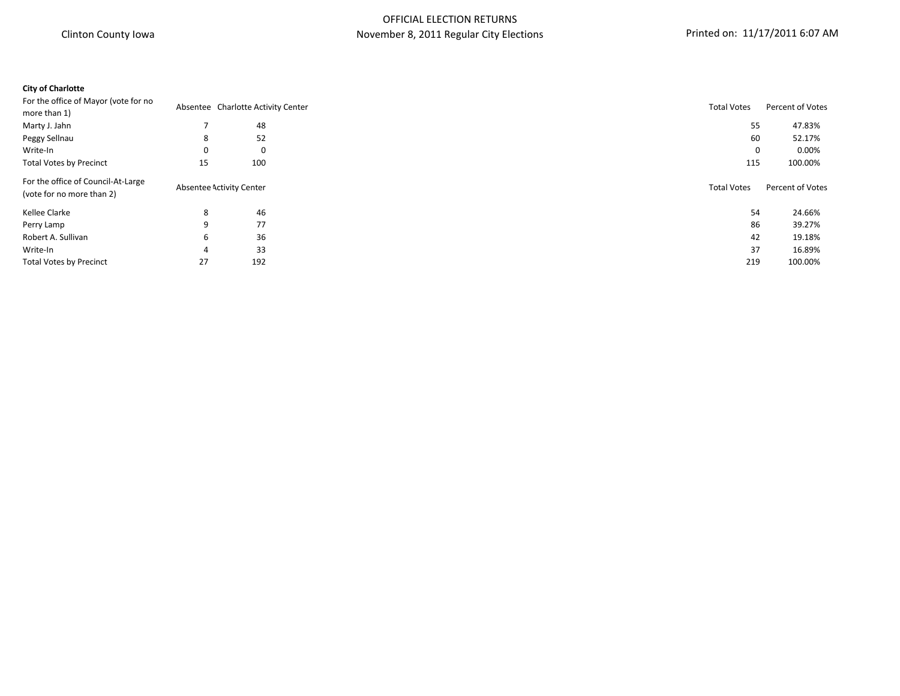Clinton County Iowa

OFFICIAL ELECTION RETURNS
November 8, 2011 Regular City Elections

Printed on: 11/17/2011 6:07 AM

**City of Charlotte**

| For the office of Mayor (vote for no more than 1) | Absentee | Charlotte Activity Center | Total Votes | Percent of Votes |
|---|---|---|---|---|
| Marty J. Jahn | 7 | 48 | 55 | 47.83% |
| Peggy Sellnau | 8 | 52 | 60 | 52.17% |
| Write-In | 0 | 0 | 0 | 0.00% |
| Total Votes by Precinct | 15 | 100 | 115 | 100.00% |

| For the office of Council-At-Large (vote for no more than 2) | Absentee | Activity Center | Total Votes | Percent of Votes |
|---|---|---|---|---|
| Kellee Clarke | 8 | 46 | 54 | 24.66% |
| Perry Lamp | 9 | 77 | 86 | 39.27% |
| Robert A. Sullivan | 6 | 36 | 42 | 19.18% |
| Write-In | 4 | 33 | 37 | 16.89% |
| Total Votes by Precinct | 27 | 192 | 219 | 100.00% |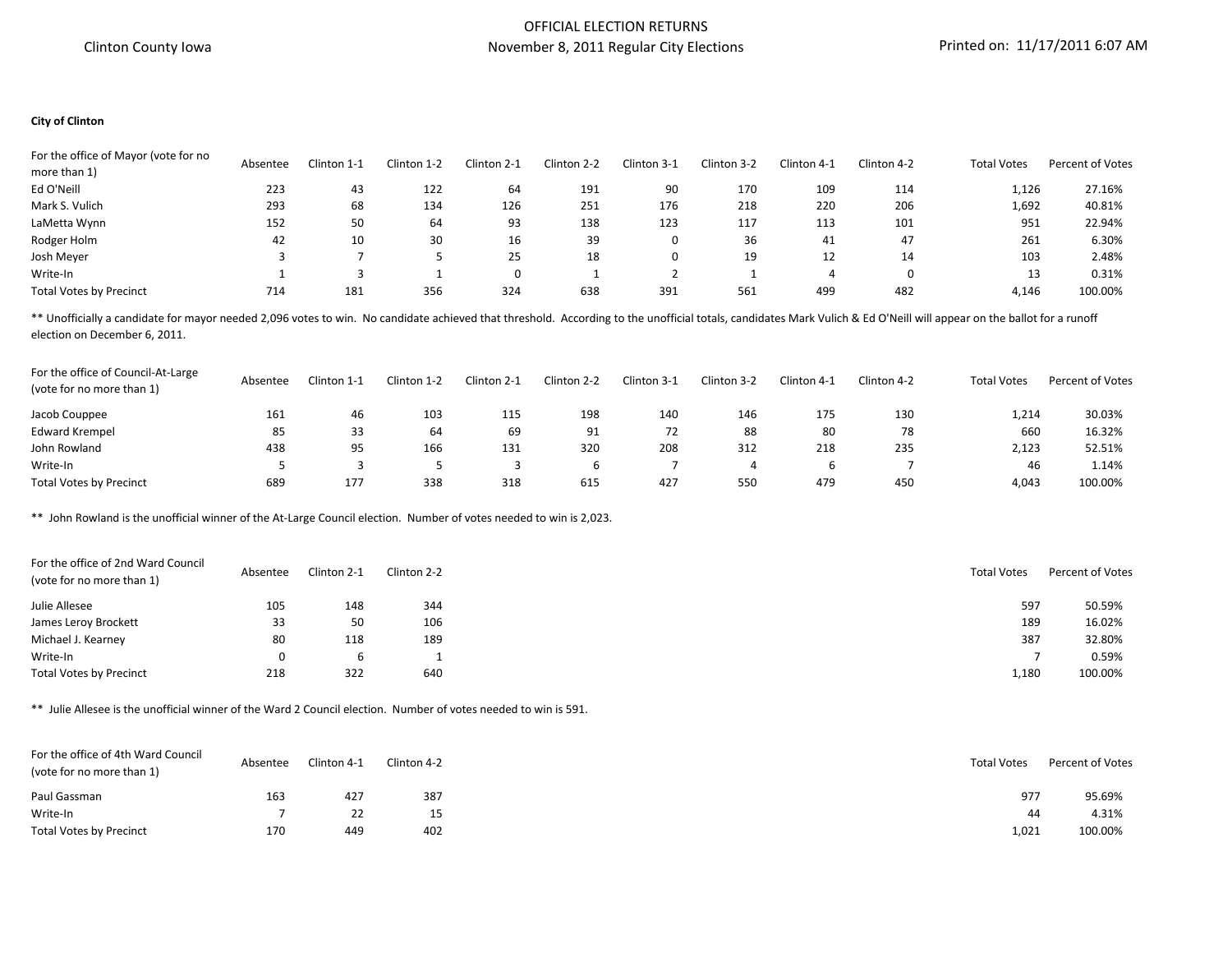Clinton County Iowa

# OFFICIAL ELECTION RETURNS
## November 8, 2011 Regular City Elections

Printed on: 11/17/2011 6:07 AM

**City of Clinton**

| For the office of Mayor (vote for no more than 1) | Absentee | Clinton 1-1 | Clinton 1-2 | Clinton 2-1 | Clinton 2-2 | Clinton 3-1 | Clinton 3-2 | Clinton 4-1 | Clinton 4-2 | Total Votes | Percent of Votes |
|---|---|---|---|---|---|---|---|---|---|---|---|
| Ed O'Neill | 223 | 43 | 122 | 64 | 191 | 90 | 170 | 109 | 114 | 1,126 | 27.16% |
| Mark S. Vulich | 293 | 68 | 134 | 126 | 251 | 176 | 218 | 220 | 206 | 1,692 | 40.81% |
| LaMetta Wynn | 152 | 50 | 64 | 93 | 138 | 123 | 117 | 113 | 101 | 951 | 22.94% |
| Rodger Holm | 42 | 10 | 30 | 16 | 39 | 0 | 36 | 41 | 47 | 261 | 6.30% |
| Josh Meyer | 3 | 7 | 5 | 25 | 18 | 0 | 19 | 12 | 14 | 103 | 2.48% |
| Write-In | 1 | 3 | 1 | 0 | 1 | 2 | 1 | 4 | 0 | 13 | 0.31% |
| Total Votes by Precinct | 714 | 181 | 356 | 324 | 638 | 391 | 561 | 499 | 482 | 4,146 | 100.00% |

** Unofficially a candidate for mayor needed 2,096 votes to win. No candidate achieved that threshold. According to the unofficial totals, candidates Mark Vulich & Ed O'Neill will appear on the ballot for a runoff election on December 6, 2011.

| For the office of Council-At-Large (vote for no more than 1) | Absentee | Clinton 1-1 | Clinton 1-2 | Clinton 2-1 | Clinton 2-2 | Clinton 3-1 | Clinton 3-2 | Clinton 4-1 | Clinton 4-2 | Total Votes | Percent of Votes |
|---|---|---|---|---|---|---|---|---|---|---|---|
| Jacob Couppee | 161 | 46 | 103 | 115 | 198 | 140 | 146 | 175 | 130 | 1,214 | 30.03% |
| Edward Krempel | 85 | 33 | 64 | 69 | 91 | 72 | 88 | 80 | 78 | 660 | 16.32% |
| John Rowland | 438 | 95 | 166 | 131 | 320 | 208 | 312 | 218 | 235 | 2,123 | 52.51% |
| Write-In | 5 | 3 | 5 | 3 | 6 | 7 | 4 | 6 | 7 | 46 | 1.14% |
| Total Votes by Precinct | 689 | 177 | 338 | 318 | 615 | 427 | 550 | 479 | 450 | 4,043 | 100.00% |

** John Rowland is the unofficial winner of the At-Large Council election. Number of votes needed to win is 2,023.

| For the office of 2nd Ward Council (vote for no more than 1) | Absentee | Clinton 2-1 | Clinton 2-2 | Total Votes | Percent of Votes |
|---|---|---|---|---|---|
| Julie Allesee | 105 | 148 | 344 | 597 | 50.59% |
| James Leroy Brockett | 33 | 50 | 106 | 189 | 16.02% |
| Michael J. Kearney | 80 | 118 | 189 | 387 | 32.80% |
| Write-In | 0 | 6 | 1 | 7 | 0.59% |
| Total Votes by Precinct | 218 | 322 | 640 | 1,180 | 100.00% |

** Julie Allesee is the unofficial winner of the Ward 2 Council election. Number of votes needed to win is 591.

| For the office of 4th Ward Council (vote for no more than 1) | Absentee | Clinton 4-1 | Clinton 4-2 | Total Votes | Percent of Votes |
|---|---|---|---|---|---|
| Paul Gassman | 163 | 427 | 387 | 977 | 95.69% |
| Write-In | 7 | 22 | 15 | 44 | 4.31% |
| Total Votes by Precinct | 170 | 449 | 402 | 1,021 | 100.00% |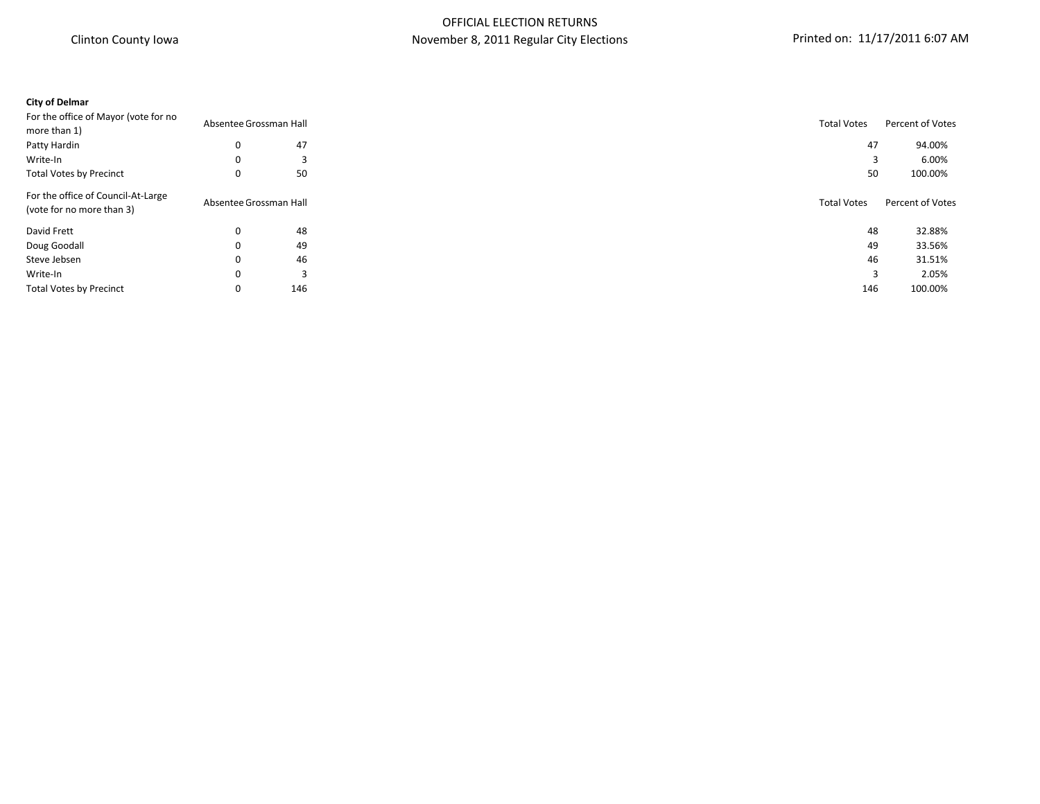**City of Delmar**

| For the office of Mayor (vote for no more than 1) | Absentee | Grossman Hall | Total Votes | Percent of Votes |
| --- | --- | --- | --- | --- |
| Patty Hardin | 0 | 47 | 47 | 94.00% |
| Write-In | 0 | 3 | 3 | 6.00% |
| Total Votes by Precinct | 0 | 50 | 50 | 100.00% |

| For the office of Council-At-Large (vote for no more than 3) | Absentee | Grossman Hall | Total Votes | Percent of Votes |
| --- | --- | --- | --- | --- |
| David Frett | 0 | 48 | 48 | 32.88% |
| Doug Goodall | 0 | 49 | 49 | 33.56% |
| Steve Jebsen | 0 | 46 | 46 | 31.51% |
| Write-In | 0 | 3 | 3 | 2.05% |
| Total Votes by Precinct | 0 | 146 | 146 | 100.00% |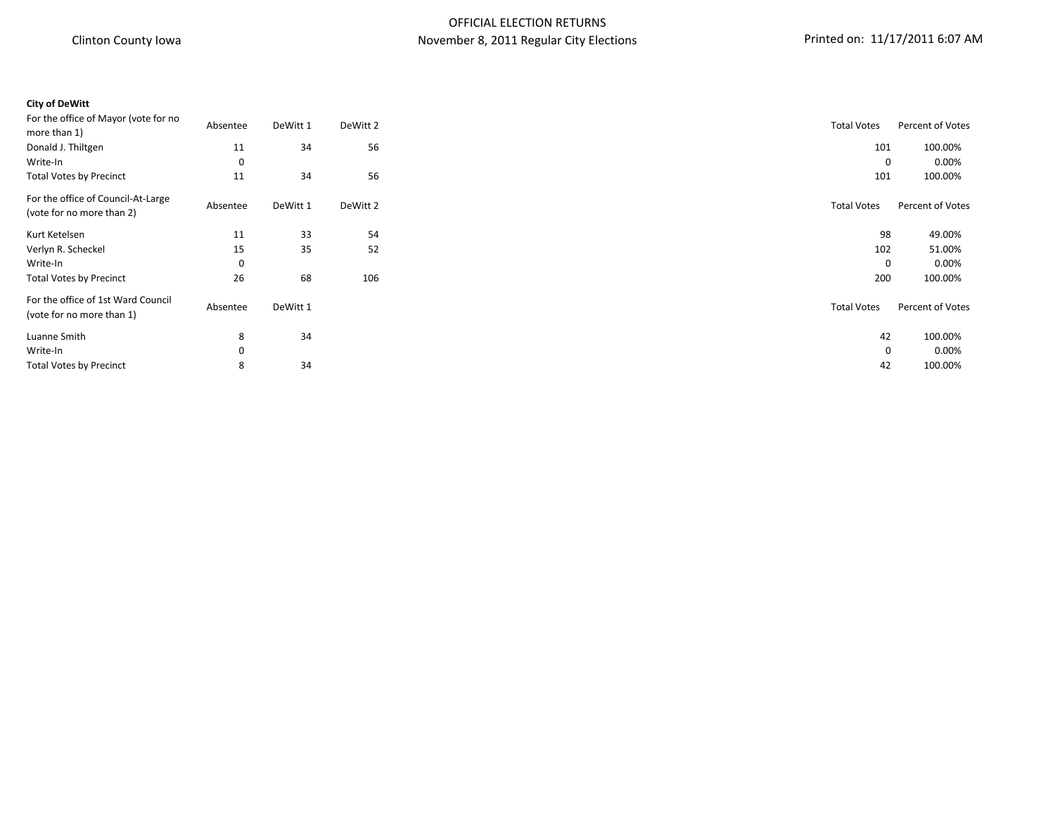Clinton County Iowa

OFFICIAL ELECTION RETURNS
November 8, 2011 Regular City Elections

Printed on: 11/17/2011 6:07 AM

**City of DeWitt**

| For the office of Mayor (vote for no more than 1) | Absentee | DeWitt 1 | DeWitt 2 | Total Votes | Percent of Votes |
|---|---|---|---|---|---|
| Donald J. Thiltgen | 11 | 34 | 56 | 101 | 100.00% |
| Write-In | 0 | | | 0 | 0.00% |
| Total Votes by Precinct | 11 | 34 | 56 | 101 | 100.00% |

| For the office of Council-At-Large (vote for no more than 2) | Absentee | DeWitt 1 | DeWitt 2 | Total Votes | Percent of Votes |
|---|---|---|---|---|---|
| Kurt Ketelsen | 11 | 33 | 54 | 98 | 49.00% |
| Verlyn R. Scheckel | 15 | 35 | 52 | 102 | 51.00% |
| Write-In | 0 | | | 0 | 0.00% |
| Total Votes by Precinct | 26 | 68 | 106 | 200 | 100.00% |

| For the office of 1st Ward Council (vote for no more than 1) | Absentee | DeWitt 1 | Total Votes | Percent of Votes |
|---|---|---|---|---|
| Luanne Smith | 8 | 34 | 42 | 100.00% |
| Write-In | 0 | | 0 | 0.00% |
| Total Votes by Precinct | 8 | 34 | 42 | 100.00% |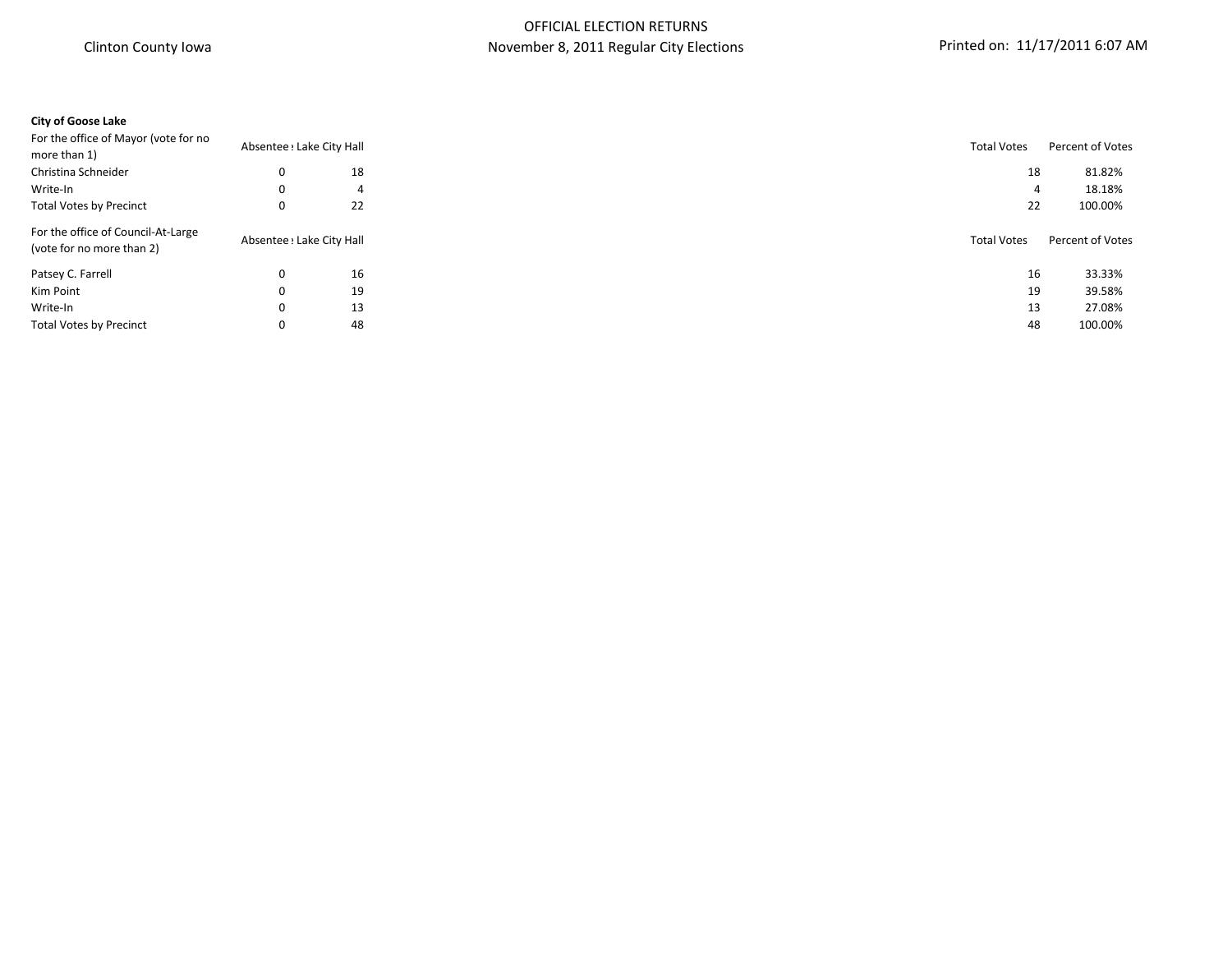Clinton County Iowa

OFFICIAL ELECTION RETURNS
November 8, 2011 Regular City Elections

Printed on: 11/17/2011 6:07 AM

**City of Goose Lake**

| For the office of Mayor (vote for no more than 1) | Absentee : | Lake City Hall | Total Votes | Percent of Votes |
|---|---|---|---|---|
| Christina Schneider | 0 | 18 | 18 | 81.82% |
| Write-In | 0 | 4 | 4 | 18.18% |
| Total Votes by Precinct | 0 | 22 | 22 | 100.00% |

| For the office of Council-At-Large (vote for no more than 2) | Absentee : | Lake City Hall | Total Votes | Percent of Votes |
|---|---|---|---|---|
| Patsey C. Farrell | 0 | 16 | 16 | 33.33% |
| Kim Point | 0 | 19 | 19 | 39.58% |
| Write-In | 0 | 13 | 13 | 27.08% |
| Total Votes by Precinct | 0 | 48 | 48 | 100.00% |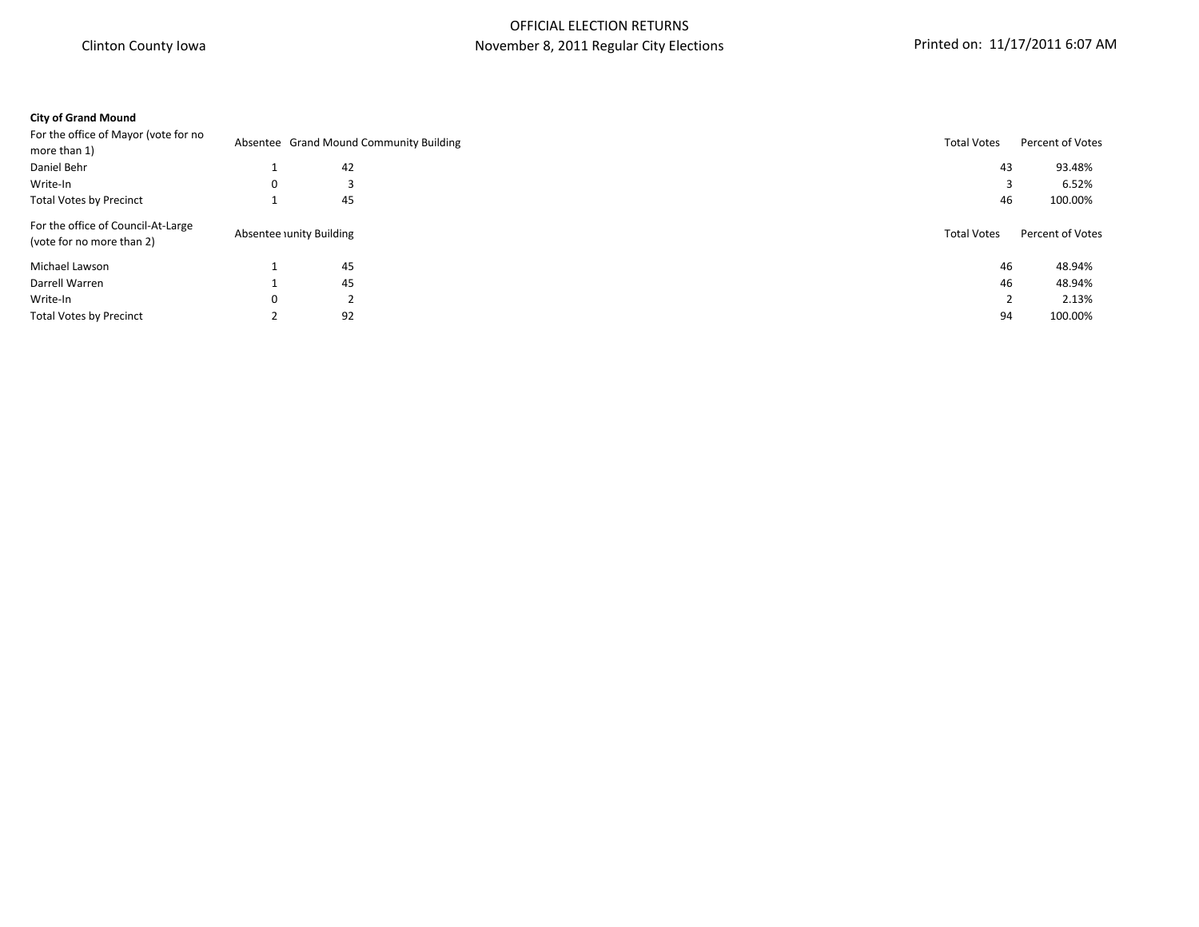**City of Grand Mound**

| For the office of Mayor (vote for no more than 1) | Absentee | Grand Mound Community Building | Total Votes | Percent of Votes |
|---|---|---|---|---|
| Daniel Behr | 1 | 42 | 43 | 93.48% |
| Write-In | 0 | 3 | 3 | 6.52% |
| Total Votes by Precinct | 1 | 45 | 46 | 100.00% |

| For the office of Council-At-Large (vote for no more than 2) | Absentee | unity Building | Total Votes | Percent of Votes |
|---|---|---|---|---|
| Michael Lawson | 1 | 45 | 46 | 48.94% |
| Darrell Warren | 1 | 45 | 46 | 48.94% |
| Write-In | 0 | 2 | 2 | 2.13% |
| Total Votes by Precinct | 2 | 92 | 94 | 100.00% |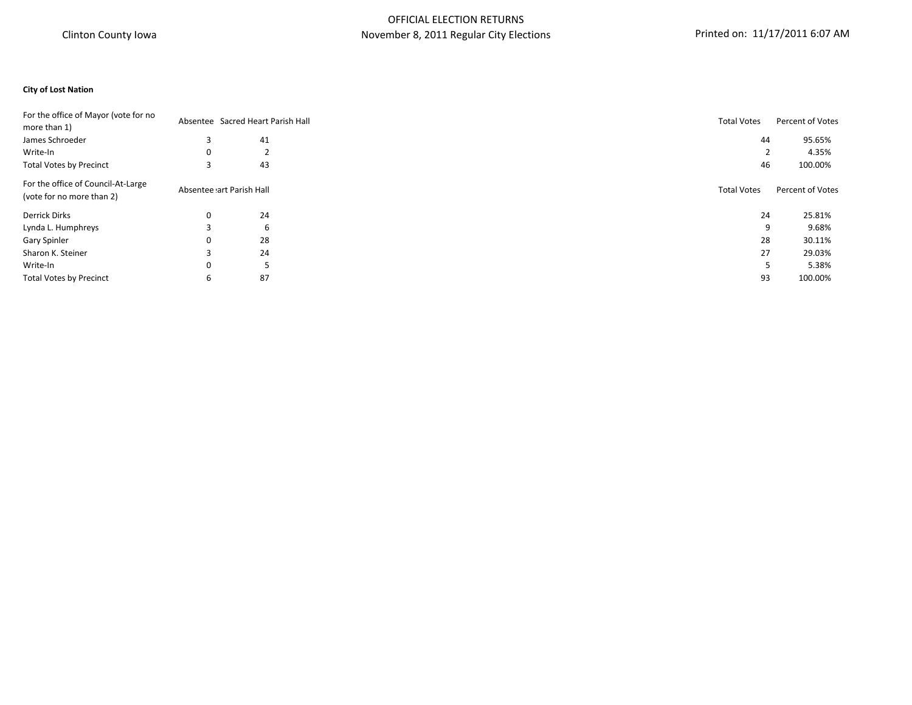Clinton County Iowa

OFFICIAL ELECTION RETURNS
November 8, 2011 Regular City Elections

Printed on: 11/17/2011 6:07 AM

**City of Lost Nation**

| For the office of Mayor (vote for no more than 1) | Absentee | Sacred Heart Parish Hall | Total Votes | Percent of Votes |
|---|---|---|---|---|
| James Schroeder | 3 | 41 | 44 | 95.65% |
| Write-In | 0 | 2 | 2 | 4.35% |
| Total Votes by Precinct | 3 | 43 | 46 | 100.00% |

| For the office of Council-At-Large (vote for no more than 2) | Absentee | :art Parish Hall | Total Votes | Percent of Votes |
|---|---|---|---|---|
| Derrick Dirks | 0 | 24 | 24 | 25.81% |
| Lynda L. Humphreys | 3 | 6 | 9 | 9.68% |
| Gary Spinler | 0 | 28 | 28 | 30.11% |
| Sharon K. Steiner | 3 | 24 | 27 | 29.03% |
| Write-In | 0 | 5 | 5 | 5.38% |
| Total Votes by Precinct | 6 | 87 | 93 | 100.00% |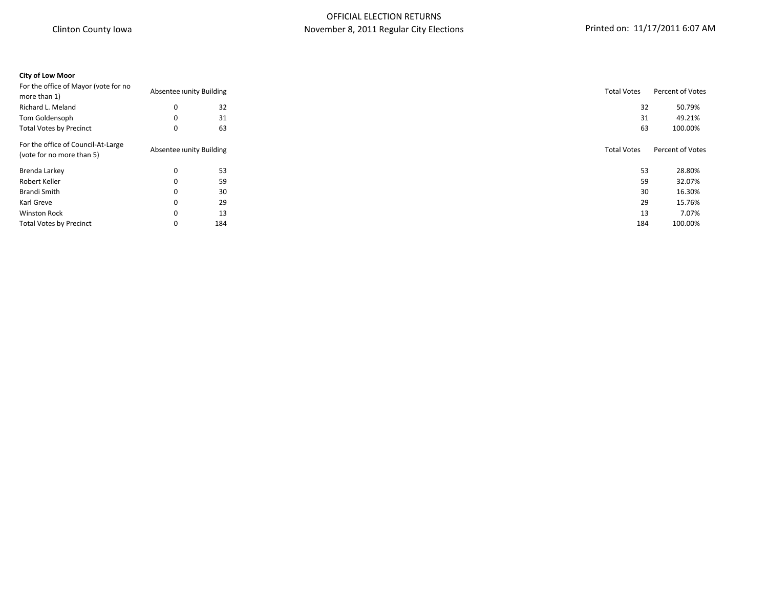**City of Low Moor**

| For the office of Mayor (vote for no more than 1) | Absentee | unity Building | Total Votes | Percent of Votes |
|---|---|---|---|---|
| Richard L. Meland | 0 | 32 | 32 | 50.79% |
| Tom Goldensoph | 0 | 31 | 31 | 49.21% |
| Total Votes by Precinct | 0 | 63 | 63 | 100.00% |

| For the office of Council-At-Large (vote for no more than 5) | Absentee | unity Building | Total Votes | Percent of Votes |
|---|---|---|---|---|
| Brenda Larkey | 0 | 53 | 53 | 28.80% |
| Robert Keller | 0 | 59 | 59 | 32.07% |
| Brandi Smith | 0 | 30 | 30 | 16.30% |
| Karl Greve | 0 | 29 | 29 | 15.76% |
| Winston Rock | 0 | 13 | 13 | 7.07% |
| Total Votes by Precinct | 0 | 184 | 184 | 100.00% |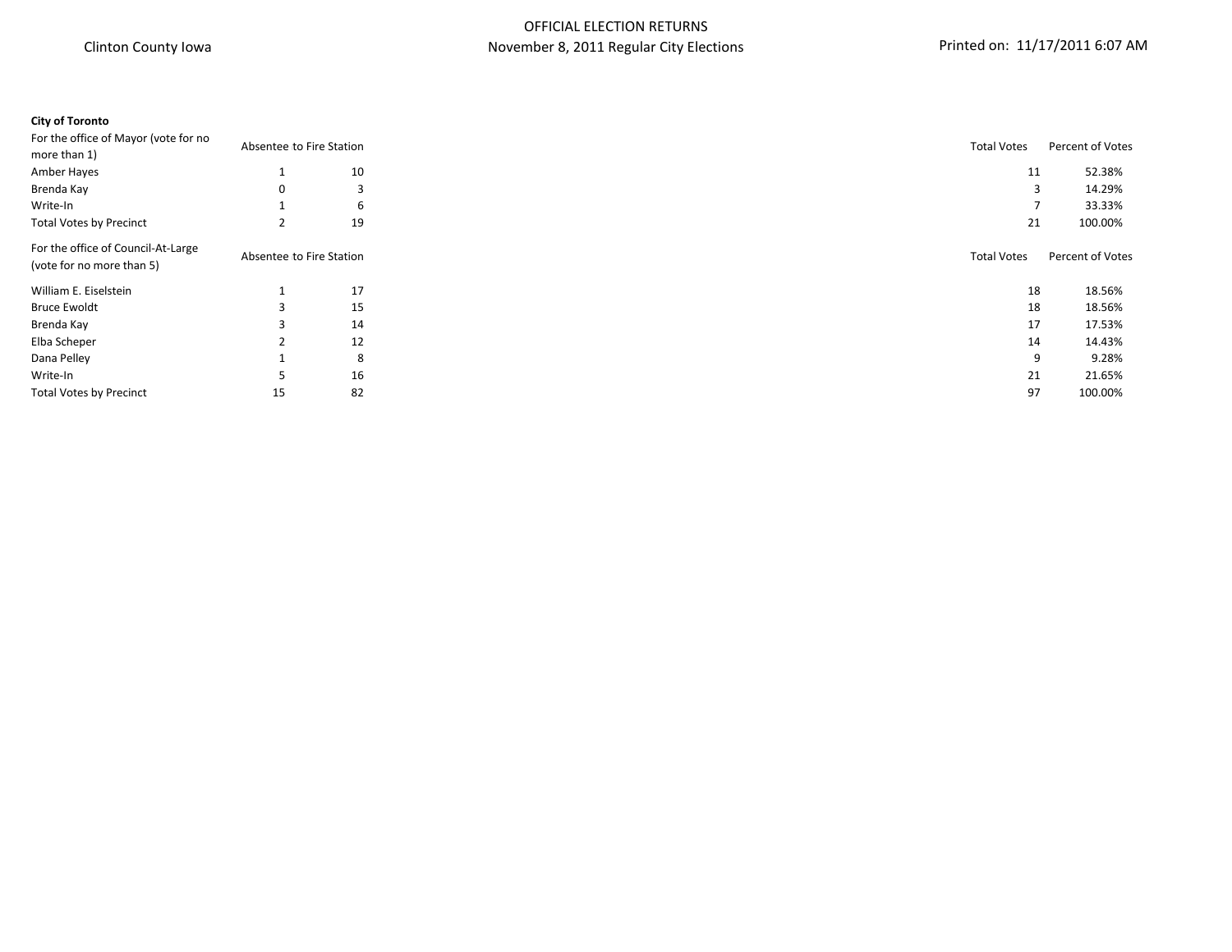Clinton County Iowa

OFFICIAL ELECTION RETURNS
November 8, 2011 Regular City Elections

Printed on: 11/17/2011 6:07 AM

**City of Toronto**

| For the office of Mayor (vote for no more than 1) | Absentee | to Fire Station | Total Votes | Percent of Votes |
|---|---|---|---|---|
| Amber Hayes | 1 | 10 | 11 | 52.38% |
| Brenda Kay | 0 | 3 | 3 | 14.29% |
| Write-In | 1 | 6 | 7 | 33.33% |
| Total Votes by Precinct | 2 | 19 | 21 | 100.00% |

| For the office of Council-At-Large (vote for no more than 5) | Absentee | to Fire Station | Total Votes | Percent of Votes |
|---|---|---|---|---|
| William E. Eiselstein | 1 | 17 | 18 | 18.56% |
| Bruce Ewoldt | 3 | 15 | 18 | 18.56% |
| Brenda Kay | 3 | 14 | 17 | 17.53% |
| Elba Scheper | 2 | 12 | 14 | 14.43% |
| Dana Pelley | 1 | 8 | 9 | 9.28% |
| Write-In | 5 | 16 | 21 | 21.65% |
| Total Votes by Precinct | 15 | 82 | 97 | 100.00% |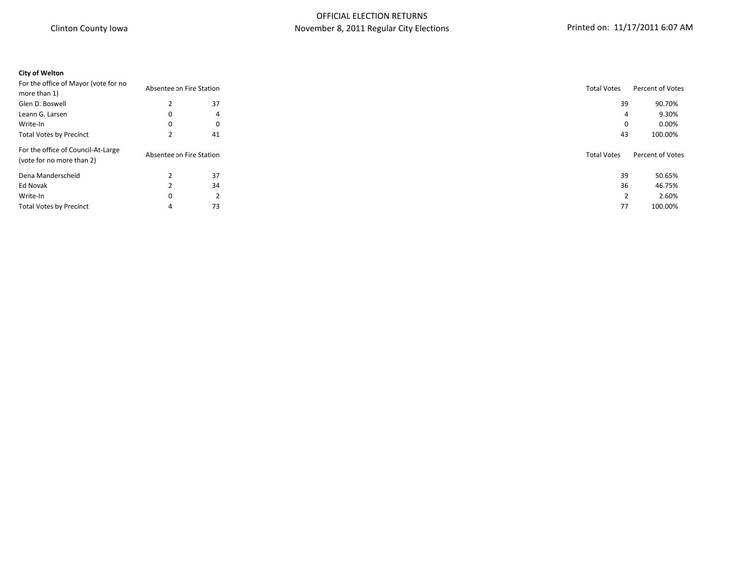Clinton County Iowa

OFFICIAL ELECTION RETURNS
November 8, 2011 Regular City Elections

Printed on: 11/17/2011 6:07 AM

**City of Welton**

| For the office of Mayor (vote for no more than 1) | Absentee | on Fire Station | Total Votes | Percent of Votes |
|---|---|---|---|---|
| Glen D. Boswell | 2 | 37 | 39 | 90.70% |
| Leann G. Larsen | 0 | 4 | 4 | 9.30% |
| Write-In | 0 | 0 | 0 | 0.00% |
| Total Votes by Precinct | 2 | 41 | 43 | 100.00% |

| For the office of Council-At-Large (vote for no more than 2) | Absentee | on Fire Station | Total Votes | Percent of Votes |
|---|---|---|---|---|
| Dena Manderscheid | 2 | 37 | 39 | 50.65% |
| Ed Novak | 2 | 34 | 36 | 46.75% |
| Write-In | 0 | 2 | 2 | 2.60% |
| Total Votes by Precinct | 4 | 73 | 77 | 100.00% |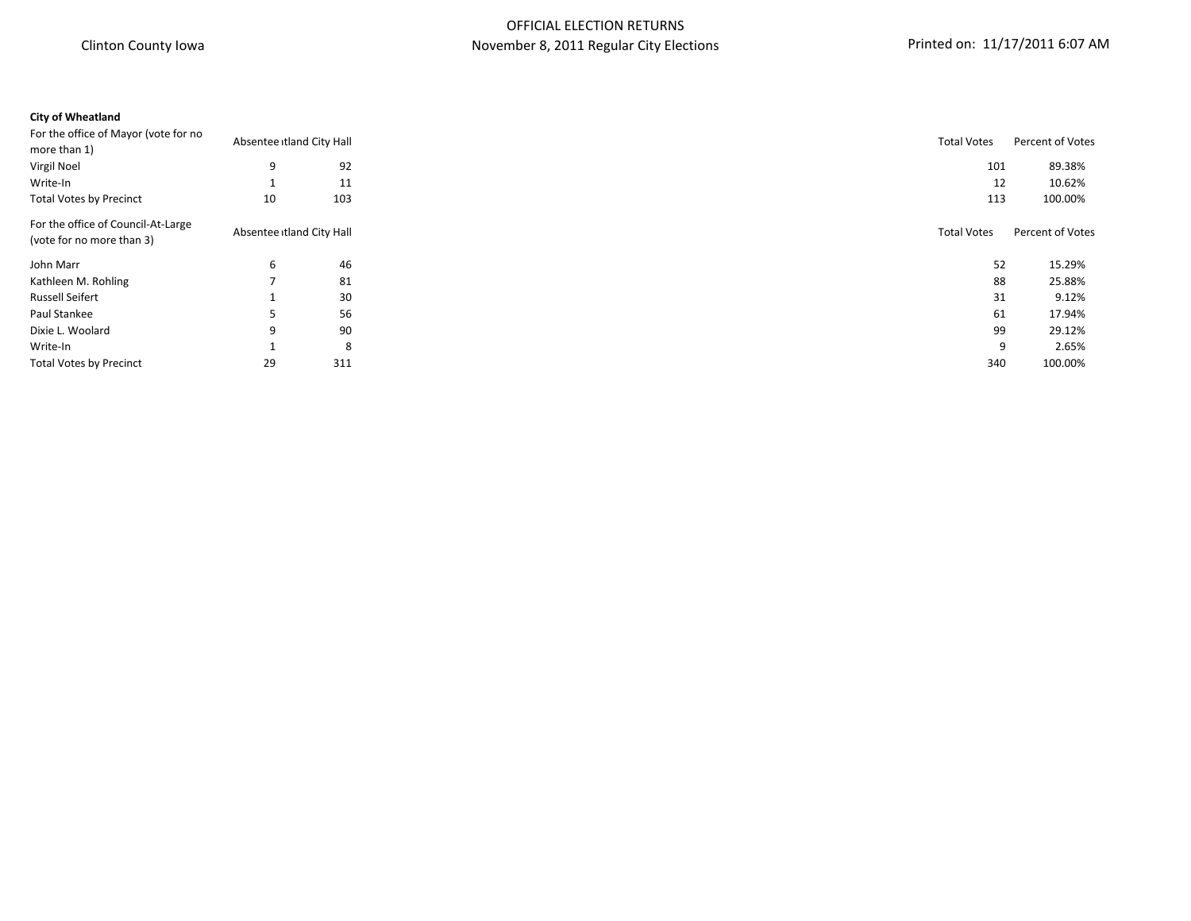**City of Wheatland**

| For the office of Mayor (vote for no more than 1) | Absentee | ıtland City Hall | Total Votes | Percent of Votes |
|---|---|---|---|---|
| Virgil Noel | 9 | 92 | 101 | 89.38% |
| Write-In | 1 | 11 | 12 | 10.62% |
| Total Votes by Precinct | 10 | 103 | 113 | 100.00% |

| For the office of Council-At-Large (vote for no more than 3) | Absentee | ıtland City Hall | Total Votes | Percent of Votes |
|---|---|---|---|---|
| John Marr | 6 | 46 | 52 | 15.29% |
| Kathleen M. Rohling | 7 | 81 | 88 | 25.88% |
| Russell Seifert | 1 | 30 | 31 | 9.12% |
| Paul Stankee | 5 | 56 | 61 | 17.94% |
| Dixie L. Woolard | 9 | 90 | 99 | 29.12% |
| Write-In | 1 | 8 | 9 | 2.65% |
| Total Votes by Precinct | 29 | 311 | 340 | 100.00% |